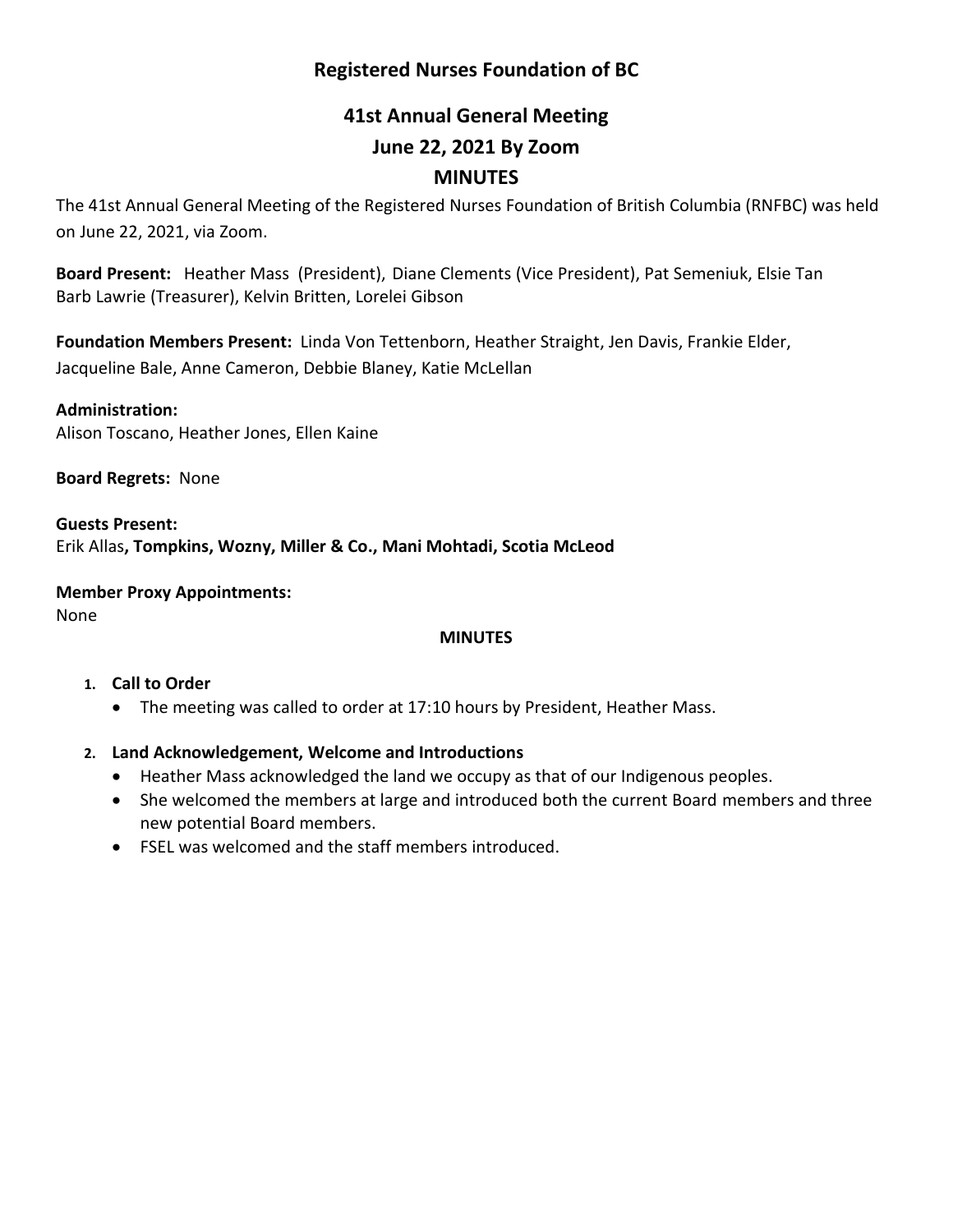# Registered Nurses Foundation of BC

## 41st Annual General Meeting

## June 22, 2021 By Zoom

## MINUTES

The 41st Annual General Meeting of the Registered Nurses Foundation of British Columbia (RNFBC) was held on June 22, 2021, via Zoom.

**Board Present:** Heather Mass (President), Diane Clements (Vice President), Pat Semeniuk, Elsie Tan Barb Lawrie (Treasurer), Kelvin Britten, Lorelei Gibson

**Foundation Members Present:** Linda Von Tettenborn, Heather Straight, Jen Davis, Frankie Elder, Jacqueline Bale, Anne Cameron, Debbie Blaney, Katie McLellan

**Administration:**
Alison Toscano, Heather Jones, Ellen Kaine

**Board Regrets:** None

**Guests Present:**
Erik Allas**, Tompkins, Wozny, Miller & Co., Mani Mohtadi, Scotia McLeod**

**Member Proxy Appointments:**
None

**MINUTES**

1. **Call to Order**
   - The meeting was called to order at 17:10 hours by President, Heather Mass.

2. **Land Acknowledgement, Welcome and Introductions**
   - Heather Mass acknowledged the land we occupy as that of our Indigenous peoples.
   - She welcomed the members at large and introduced both the current Board members and three new potential Board members.
   - FSEL was welcomed and the staff members introduced.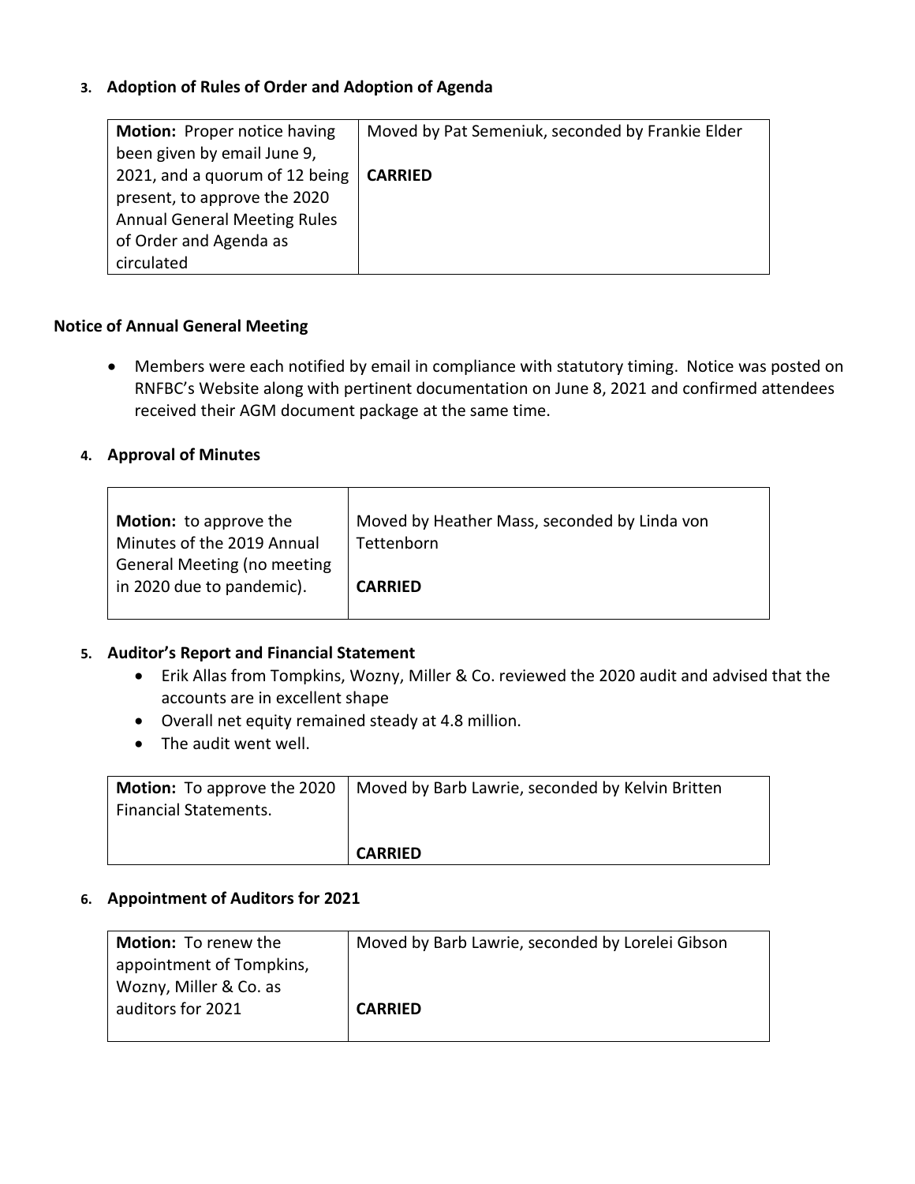### 3. Adoption of Rules of Order and Adoption of Agenda

| **Motion:** Proper notice having been given by email June 9, 2021, and a quorum of 12 being present, to approve the 2020 Annual General Meeting Rules of Order and Agenda as circulated | Moved by Pat Semeniuk, seconded by Frankie Elder<br><br>**CARRIED** |
|---|---|

### Notice of Annual General Meeting

- Members were each notified by email in compliance with statutory timing. Notice was posted on RNFBC's Website along with pertinent documentation on June 8, 2021 and confirmed attendees received their AGM document package at the same time.

### 4. Approval of Minutes

| **Motion:** to approve the Minutes of the 2019 Annual General Meeting (no meeting in 2020 due to pandemic). | Moved by Heather Mass, seconded by Linda von Tettenborn<br><br>**CARRIED** |
|---|---|

### 5. Auditor's Report and Financial Statement

- Erik Allas from Tompkins, Wozny, Miller & Co. reviewed the 2020 audit and advised that the accounts are in excellent shape
- Overall net equity remained steady at 4.8 million.
- The audit went well.

| **Motion:** To approve the 2020 Financial Statements. | Moved by Barb Lawrie, seconded by Kelvin Britten<br><br>**CARRIED** |
|---|---|

### 6. Appointment of Auditors for 2021

| **Motion:** To renew the appointment of Tompkins, Wozny, Miller & Co. as auditors for 2021 | Moved by Barb Lawrie, seconded by Lorelei Gibson<br><br>**CARRIED** |
|---|---|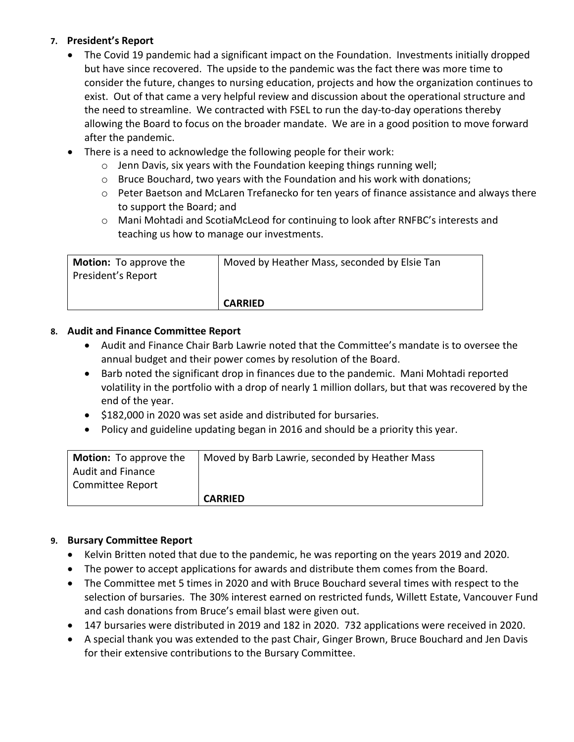7. **President's Report**

- The Covid 19 pandemic had a significant impact on the Foundation. Investments initially dropped but have since recovered. The upside to the pandemic was the fact there was more time to consider the future, changes to nursing education, projects and how the organization continues to exist. Out of that came a very helpful review and discussion about the operational structure and the need to streamline. We contracted with FSEL to run the day-to-day operations thereby allowing the Board to focus on the broader mandate. We are in a good position to move forward after the pandemic.
- There is a need to acknowledge the following people for their work:
  - Jenn Davis, six years with the Foundation keeping things running well;
  - Bruce Bouchard, two years with the Foundation and his work with donations;
  - Peter Baetson and McLaren Trefanecko for ten years of finance assistance and always there to support the Board; and
  - Mani Mohtadi and ScotiaMcLeod for continuing to look after RNFBC's interests and teaching us how to manage our investments.

| **Motion:** To approve the President's Report | Moved by Heather Mass, seconded by Elsie Tan<br><br>**CARRIED** |
|---|---|

8. **Audit and Finance Committee Report**

- Audit and Finance Chair Barb Lawrie noted that the Committee's mandate is to oversee the annual budget and their power comes by resolution of the Board.
- Barb noted the significant drop in finances due to the pandemic. Mani Mohtadi reported volatility in the portfolio with a drop of nearly 1 million dollars, but that was recovered by the end of the year.
- $182,000 in 2020 was set aside and distributed for bursaries.
- Policy and guideline updating began in 2016 and should be a priority this year.

| **Motion:** To approve the Audit and Finance Committee Report | Moved by Barb Lawrie, seconded by Heather Mass<br><br>**CARRIED** |
|---|---|

9. **Bursary Committee Report**

- Kelvin Britten noted that due to the pandemic, he was reporting on the years 2019 and 2020.
- The power to accept applications for awards and distribute them comes from the Board.
- The Committee met 5 times in 2020 and with Bruce Bouchard several times with respect to the selection of bursaries. The 30% interest earned on restricted funds, Willett Estate, Vancouver Fund and cash donations from Bruce's email blast were given out.
- 147 bursaries were distributed in 2019 and 182 in 2020. 732 applications were received in 2020.
- A special thank you was extended to the past Chair, Ginger Brown, Bruce Bouchard and Jen Davis for their extensive contributions to the Bursary Committee.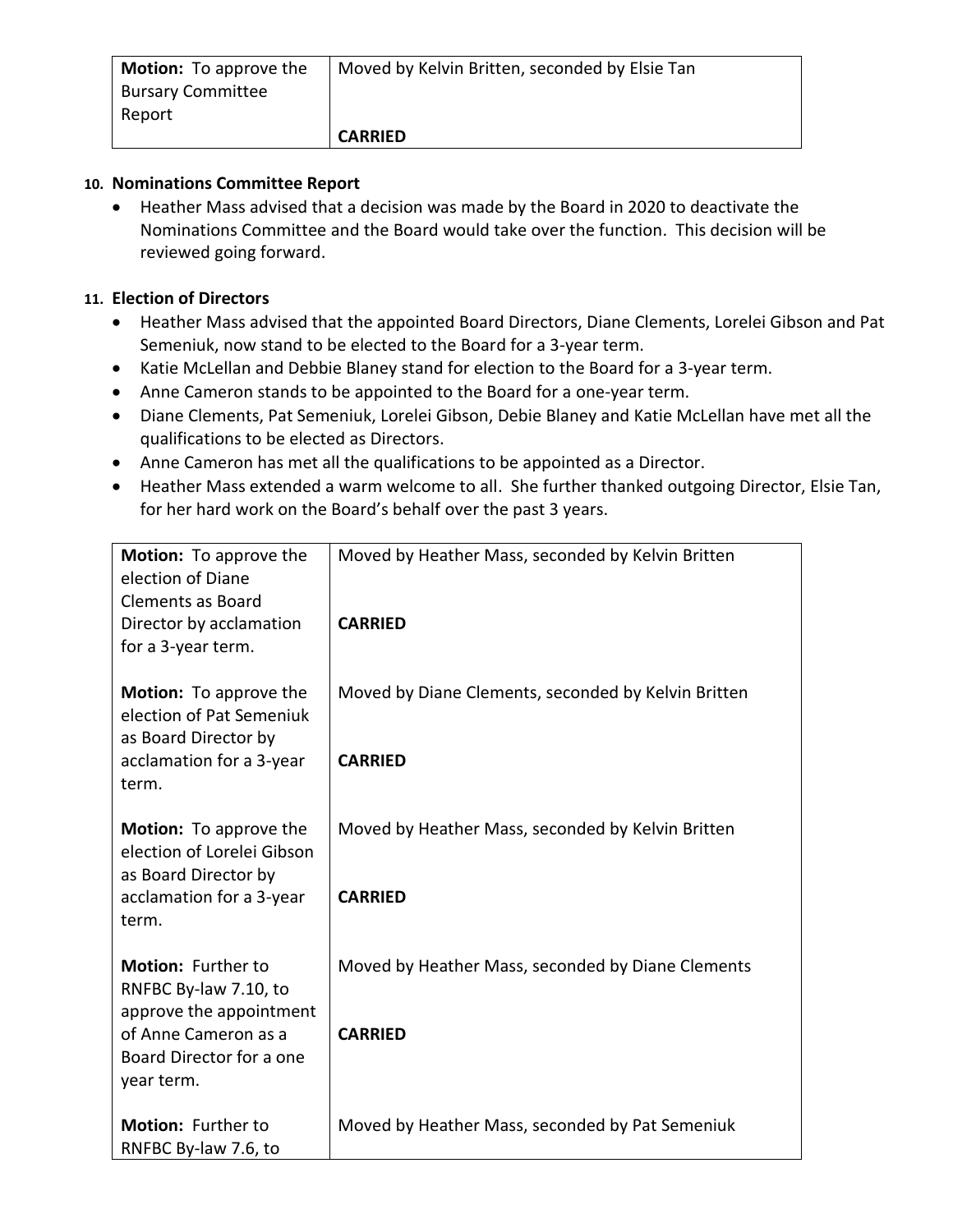| **Motion:** To approve the Bursary Committee Report | Moved by Kelvin Britten, seconded by Elsie Tan<br><br>**CARRIED** |
|---|---|

**10. Nominations Committee Report**

- Heather Mass advised that a decision was made by the Board in 2020 to deactivate the Nominations Committee and the Board would take over the function. This decision will be reviewed going forward.

**11. Election of Directors**

- Heather Mass advised that the appointed Board Directors, Diane Clements, Lorelei Gibson and Pat Semeniuk, now stand to be elected to the Board for a 3-year term.
- Katie McLellan and Debbie Blaney stand for election to the Board for a 3-year term.
- Anne Cameron stands to be appointed to the Board for a one-year term.
- Diane Clements, Pat Semeniuk, Lorelei Gibson, Debie Blaney and Katie McLellan have met all the qualifications to be elected as Directors.
- Anne Cameron has met all the qualifications to be appointed as a Director.
- Heather Mass extended a warm welcome to all. She further thanked outgoing Director, Elsie Tan, for her hard work on the Board's behalf over the past 3 years.

| **Motion:** To approve the election of Diane Clements as Board Director by acclamation for a 3-year term. | Moved by Heather Mass, seconded by Kelvin Britten<br><br>**CARRIED** |
|---|---|
| **Motion:** To approve the election of Pat Semeniuk as Board Director by acclamation for a 3-year term. | Moved by Diane Clements, seconded by Kelvin Britten<br><br>**CARRIED** |
| **Motion:** To approve the election of Lorelei Gibson as Board Director by acclamation for a 3-year term. | Moved by Heather Mass, seconded by Kelvin Britten<br><br>**CARRIED** |
| **Motion:** Further to RNFBC By-law 7.10, to approve the appointment of Anne Cameron as a Board Director for a one year term. | Moved by Heather Mass, seconded by Diane Clements<br><br>**CARRIED** |
| **Motion:** Further to RNFBC By-law 7.6, to | Moved by Heather Mass, seconded by Pat Semeniuk |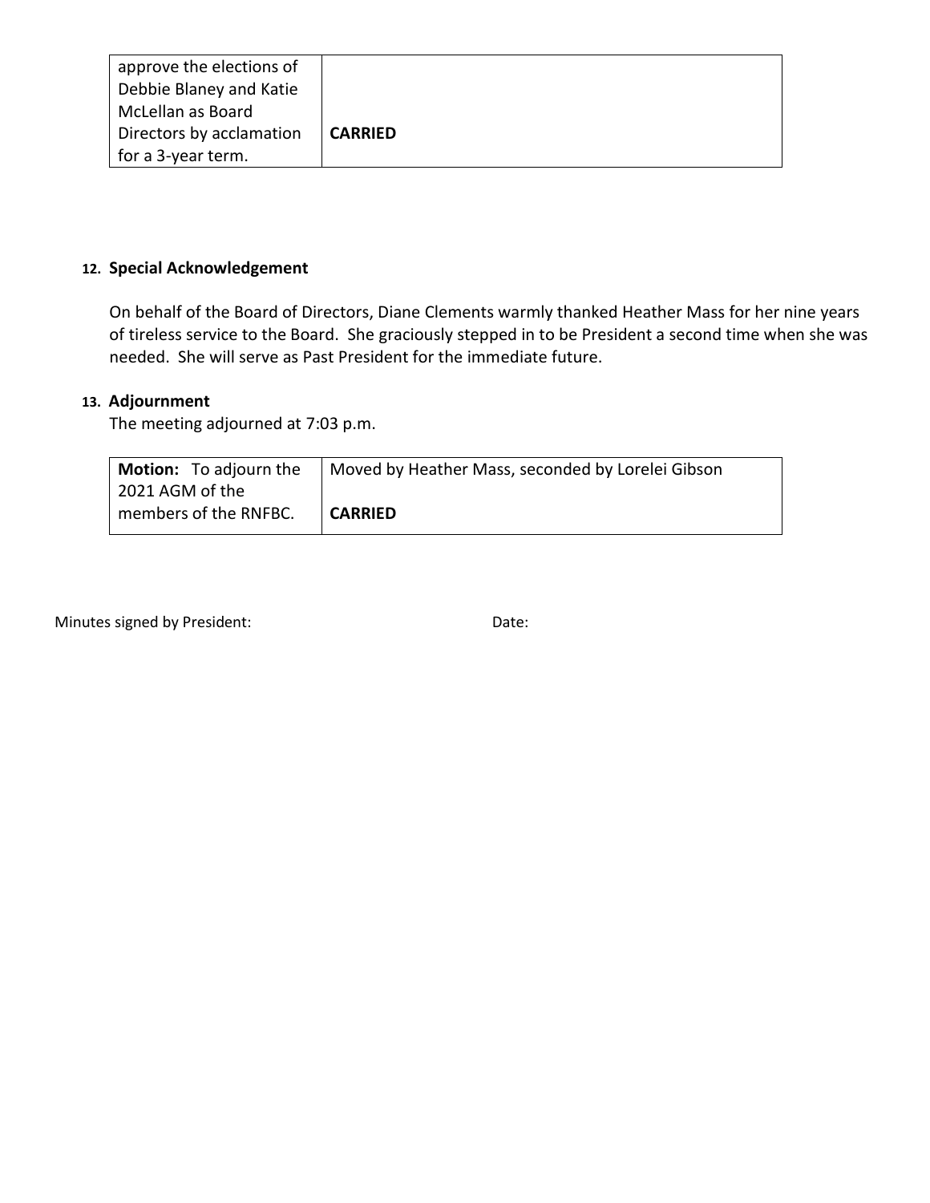| | |
|---|---|
| approve the elections of Debbie Blaney and Katie McLellan as Board Directors by acclamation for a 3-year term. | **CARRIED** |

**12. Special Acknowledgement**

On behalf of the Board of Directors, Diane Clements warmly thanked Heather Mass for her nine years of tireless service to the Board. She graciously stepped in to be President a second time when she was needed. She will serve as Past President for the immediate future.

**13. Adjournment**

The meeting adjourned at 7:03 p.m.

| | |
|---|---|
| **Motion:** To adjourn the 2021 AGM of the members of the RNFBC. | Moved by Heather Mass, seconded by Lorelei Gibson<br><br>**CARRIED** |

Minutes signed by President: Date: